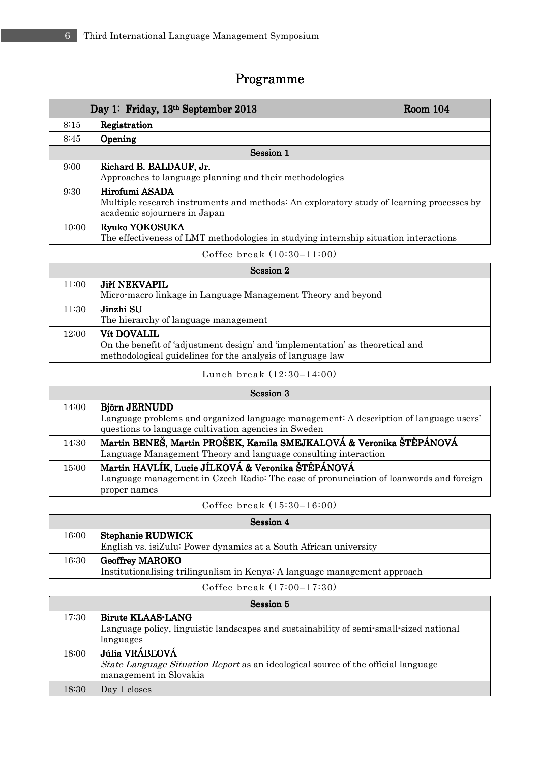# Programme

| Day 1: Friday, 13th September 2013 | Room 104 |
|---|---|
| 8:15 | **Registration** |
| 8:45 | **Opening** |
| | **Session 1** |
| 9:00 | **Richard B. BALDAUF, Jr.**<br>Approaches to language planning and their methodologies |
| 9:30 | **Hirofumi ASADA**<br>Multiple research instruments and methods: An exploratory study of learning processes by academic sojourners in Japan |
| 10:00 | **Ryuko YOKOSUKA**<br>The effectiveness of LMT methodologies in studying internship situation interactions |
| | Coffee break (10:30–11:00) |
| | **Session 2** |
| 11:00 | **Jiří NEKVAPIL**<br>Micro-macro linkage in Language Management Theory and beyond |
| 11:30 | **Jinzhi SU**<br>The hierarchy of language management |
| 12:00 | **Vít DOVALIL**<br>On the benefit of 'adjustment design' and 'implementation' as theoretical and methodological guidelines for the analysis of language law |
| | Lunch break (12:30–14:00) |
| | **Session 3** |
| 14:00 | **Björn JERNUDD**<br>Language problems and organized language management: A description of language users' questions to language cultivation agencies in Sweden |
| 14:30 | **Martin BENEŠ, Martin PROŠEK, Kamila SMEJKALOVÁ & Veronika ŠTĚPÁNOVÁ**<br>Language Management Theory and language consulting interaction |
| 15:00 | **Martin HAVLÍK, Lucie JÍLKOVÁ & Veronika ŠTĚPÁNOVÁ**<br>Language management in Czech Radio: The case of pronunciation of loanwords and foreign proper names |
| | Coffee break (15:30–16:00) |
| | **Session 4** |
| 16:00 | **Stephanie RUDWICK**<br>English vs. isiZulu: Power dynamics at a South African university |
| 16:30 | **Geoffrey MAROKO**<br>Institutionalising trilingualism in Kenya: A language management approach |
| | Coffee break (17:00–17:30) |
| | **Session 5** |
| 17:30 | **Birute KLAAS-LANG**<br>Language policy, linguistic landscapes and sustainability of semi-small-sized national languages |
| 18:00 | **Júlia VRÁBĽOVÁ**<br>*State Language Situation Report* as an ideological source of the official language management in Slovakia |
| 18:30 | Day 1 closes |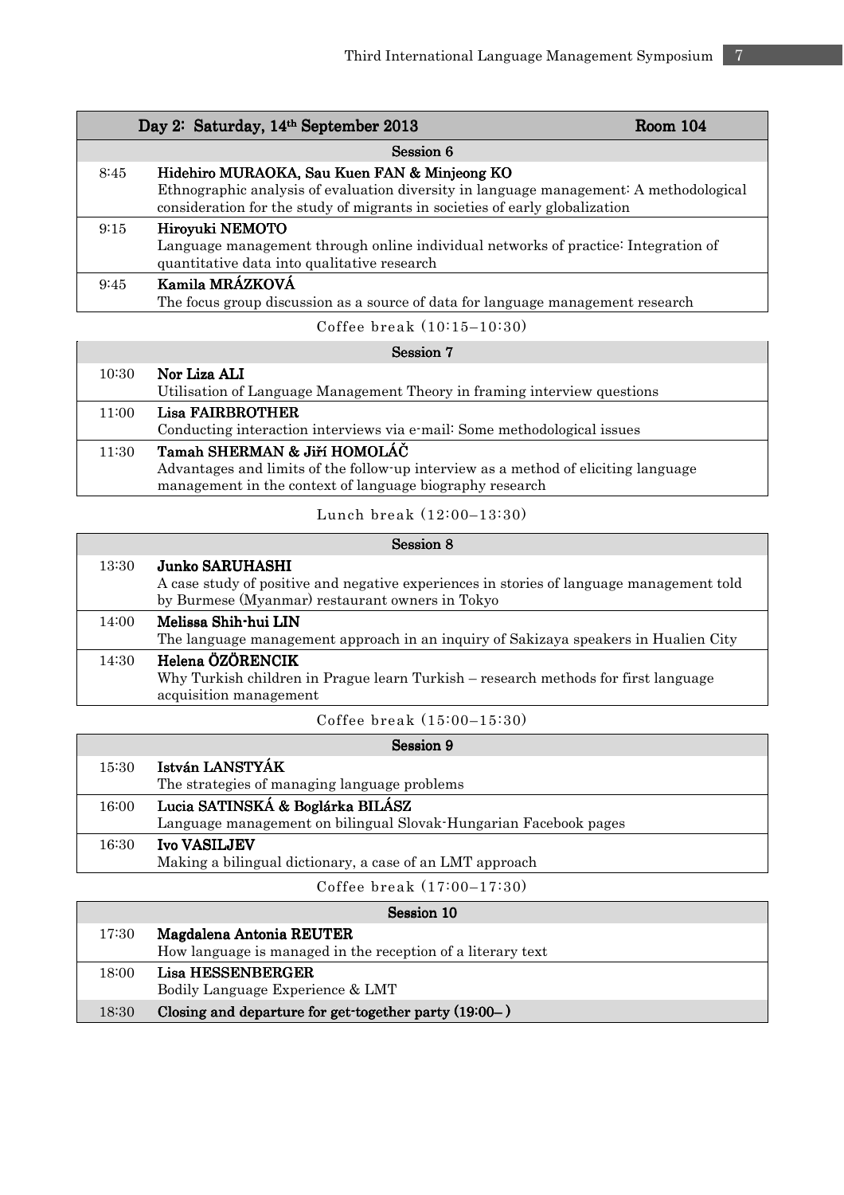| Day 2: Saturday, 14th September 2013 | Room 104 |
|---|---|
| **Session 6** | |
| 8:45 | **Hidehiro MURAOKA, Sau Kuen FAN & Minjeong KO**<br>Ethnographic analysis of evaluation diversity in language management: A methodological consideration for the study of migrants in societies of early globalization |
| 9:15 | **Hiroyuki NEMOTO**<br>Language management through online individual networks of practice: Integration of quantitative data into qualitative research |
| 9:45 | **Kamila MRÁZKOVÁ**<br>The focus group discussion as a source of data for language management research |

Coffee break (10:15–10:30)

| | |
|---|---|
| **Session 7** | |
| 10:30 | **Nor Liza ALI**<br>Utilisation of Language Management Theory in framing interview questions |
| 11:00 | **Lisa FAIRBROTHER**<br>Conducting interaction interviews via e-mail: Some methodological issues |
| 11:30 | **Tamah SHERMAN & Jiří HOMOLÁČ**<br>Advantages and limits of the follow-up interview as a method of eliciting language management in the context of language biography research |

Lunch break (12:00–13:30)

| | |
|---|---|
| **Session 8** | |
| 13:30 | **Junko SARUHASHI**<br>A case study of positive and negative experiences in stories of language management told by Burmese (Myanmar) restaurant owners in Tokyo |
| 14:00 | **Melissa Shih-hui LIN**<br>The language management approach in an inquiry of Sakizaya speakers in Hualien City |
| 14:30 | **Helena ÖZÖRENCIK**<br>Why Turkish children in Prague learn Turkish – research methods for first language acquisition management |

Coffee break (15:00–15:30)

| | |
|---|---|
| **Session 9** | |
| 15:30 | **István LANSTYÁK**<br>The strategies of managing language problems |
| 16:00 | **Lucia SATINSKÁ & Boglárka BILÁSZ**<br>Language management on bilingual Slovak-Hungarian Facebook pages |
| 16:30 | **Ivo VASILJEV**<br>Making a bilingual dictionary, a case of an LMT approach |

Coffee break (17:00–17:30)

| | |
|---|---|
| **Session 10** | |
| 17:30 | **Magdalena Antonia REUTER**<br>How language is managed in the reception of a literary text |
| 18:00 | **Lisa HESSENBERGER**<br>Bodily Language Experience & LMT |
| 18:30 | **Closing and departure for get-together party (19:00– )** |